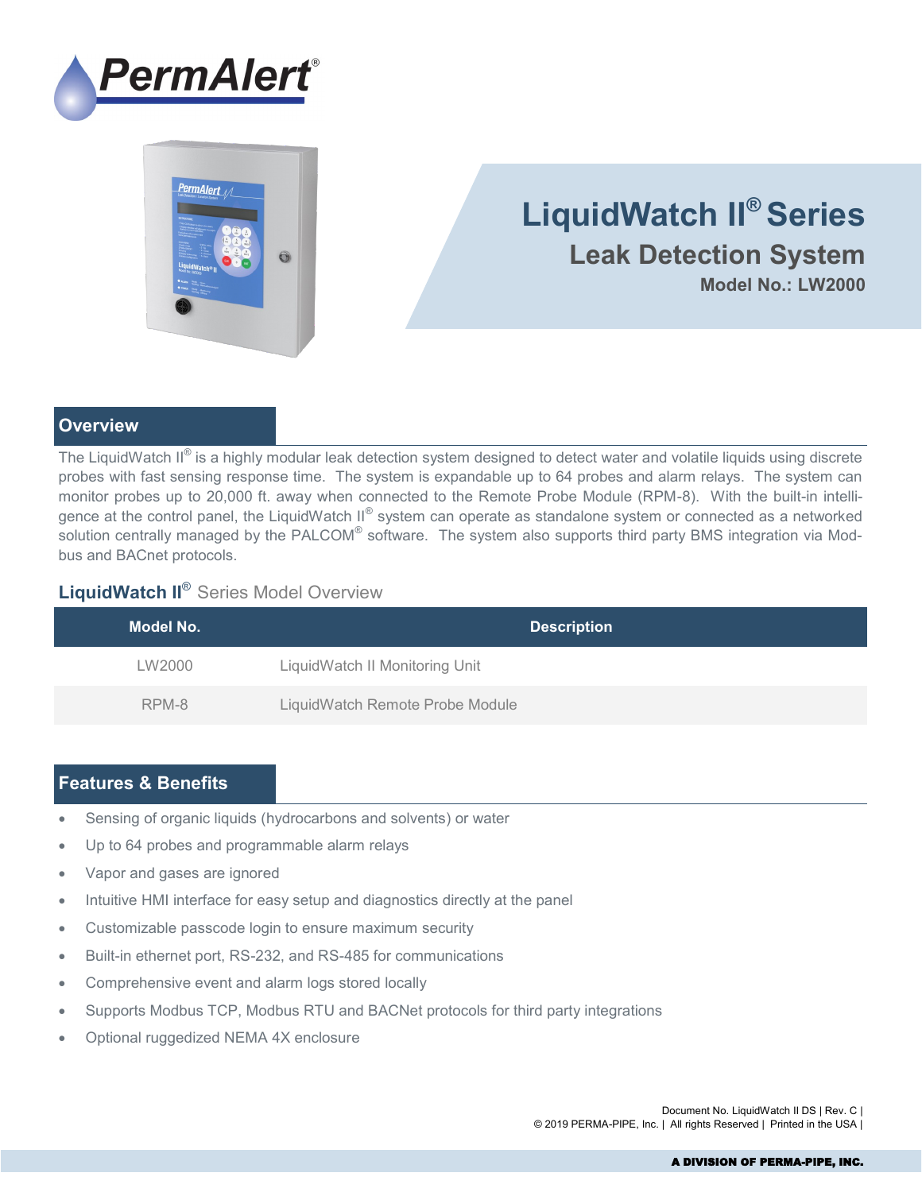PermAlert®

# LiquidWatch II® Series

## Leak Detection System

**Model No.: LW2000**

## Overview

The LiquidWatch II® is a highly modular leak detection system designed to detect water and volatile liquids using discrete probes with fast sensing response time. The system is expandable up to 64 probes and alarm relays. The system can monitor probes up to 20,000 ft. away when connected to the Remote Probe Module (RPM-8). With the built-in intelligence at the control panel, the LiquidWatch II® system can operate as standalone system or connected as a networked solution centrally managed by the PALCOM® software. The system also supports third party BMS integration via Modbus and BACnet protocols.

### LiquidWatch II® Series Model Overview

| Model No. | Description |
|---|---|
| LW2000 | LiquidWatch II Monitoring Unit |
| RPM-8 | LiquidWatch Remote Probe Module |

## Features & Benefits

- Sensing of organic liquids (hydrocarbons and solvents) or water
- Up to 64 probes and programmable alarm relays
- Vapor and gases are ignored
- Intuitive HMI interface for easy setup and diagnostics directly at the panel
- Customizable passcode login to ensure maximum security
- Built-in ethernet port, RS-232, and RS-485 for communications
- Comprehensive event and alarm logs stored locally
- Supports Modbus TCP, Modbus RTU and BACNet protocols for third party integrations
- Optional ruggedized NEMA 4X enclosure

Document No. LiquidWatch II DS | Rev. C |
© 2019 PERMA-PIPE, Inc. | All rights Reserved | Printed in the USA |

**A DIVISION OF PERMA-PIPE, INC.**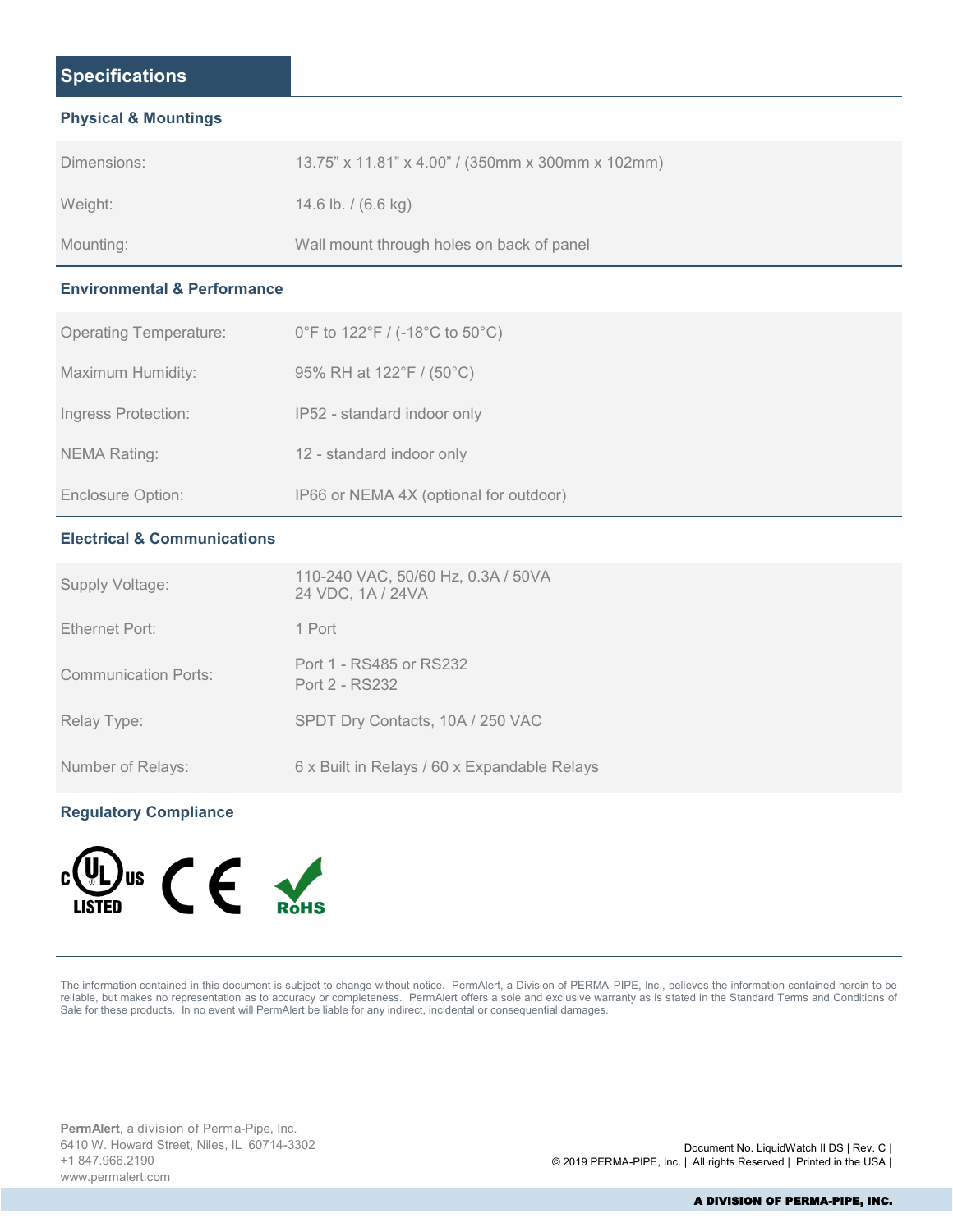## Specifications

### Physical & Mountings

| | |
|---|---|
| Dimensions: | 13.75" x 11.81" x 4.00" / (350mm x 300mm x 102mm) |
| Weight: | 14.6 lb. / (6.6 kg) |
| Mounting: | Wall mount through holes on back of panel |

### Environmental & Performance

| | |
|---|---|
| Operating Temperature: | 0°F to 122°F / (-18°C to 50°C) |
| Maximum Humidity: | 95% RH at 122°F / (50°C) |
| Ingress Protection: | IP52 - standard indoor only |
| NEMA Rating: | 12 - standard indoor only |
| Enclosure Option: | IP66 or NEMA 4X (optional for outdoor) |

### Electrical & Communications

| | |
|---|---|
| Supply Voltage: | 110-240 VAC, 50/60 Hz, 0.3A / 50VA<br>24 VDC, 1A / 24VA |
| Ethernet Port: | 1 Port |
| Communication Ports: | Port 1 - RS485 or RS232<br>Port 2 - RS232 |
| Relay Type: | SPDT Dry Contacts, 10A / 250 VAC |
| Number of Relays: | 6 x Built in Relays / 60 x Expandable Relays |

### Regulatory Compliance

c UL us LISTED  CE  RoHS

The information contained in this document is subject to change without notice. PermAlert, a Division of PERMA-PIPE, Inc., believes the information contained herein to be reliable, but makes no representation as to accuracy or completeness. PermAlert offers a sole and exclusive warranty as is stated in the Standard Terms and Conditions of Sale for these products. In no event will PermAlert be liable for any indirect, incidental or consequential damages.

**PermAlert**, a division of Perma-Pipe, Inc.
6410 W. Howard Street, Niles, IL 60714-3302
+1 847.966.2190
www.permalert.com

Document No. LiquidWatch II DS | Rev. C |
© 2019 PERMA-PIPE, Inc. | All rights Reserved | Printed in the USA |

A DIVISION OF PERMA-PIPE, INC.